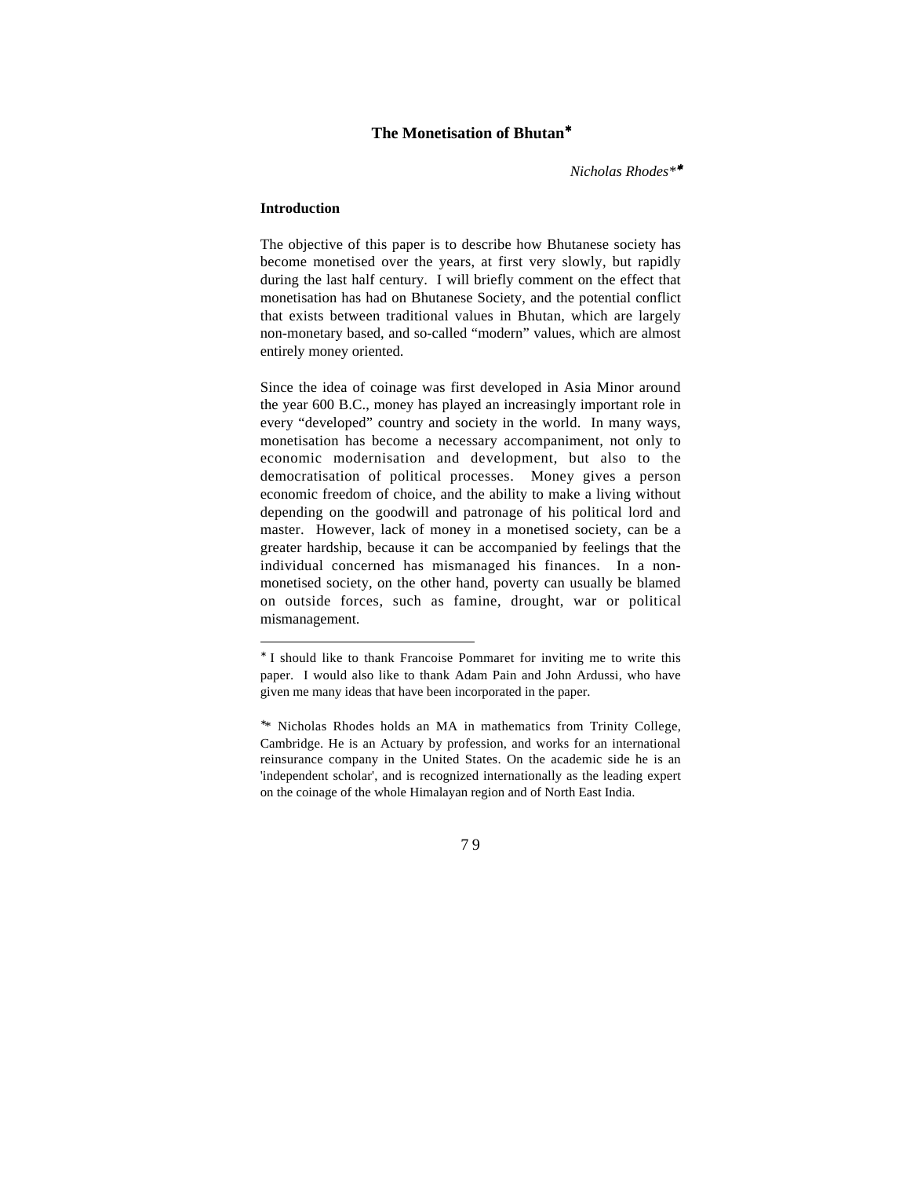# The Monetisation of Bhutan*

*Nicholas Rhodes***

## Introduction

The objective of this paper is to describe how Bhutanese society has become monetised over the years, at first very slowly, but rapidly during the last half century. I will briefly comment on the effect that monetisation has had on Bhutanese Society, and the potential conflict that exists between traditional values in Bhutan, which are largely non-monetary based, and so-called "modern" values, which are almost entirely money oriented.

Since the idea of coinage was first developed in Asia Minor around the year 600 B.C., money has played an increasingly important role in every "developed" country and society in the world. In many ways, monetisation has become a necessary accompaniment, not only to economic modernisation and development, but also to the democratisation of political processes. Money gives a person economic freedom of choice, and the ability to make a living without depending on the goodwill and patronage of his political lord and master. However, lack of money in a monetised society, can be a greater hardship, because it can be accompanied by feelings that the individual concerned has mismanaged his finances. In a non-monetised society, on the other hand, poverty can usually be blamed on outside forces, such as famine, drought, war or political mismanagement.

---

* I should like to thank Francoise Pommaret for inviting me to write this paper. I would also like to thank Adam Pain and John Ardussi, who have given me many ideas that have been incorporated in the paper.

** Nicholas Rhodes holds an MA in mathematics from Trinity College, Cambridge. He is an Actuary by profession, and works for an international reinsurance company in the United States. On the academic side he is an 'independent scholar', and is recognized internationally as the leading expert on the coinage of the whole Himalayan region and of North East India.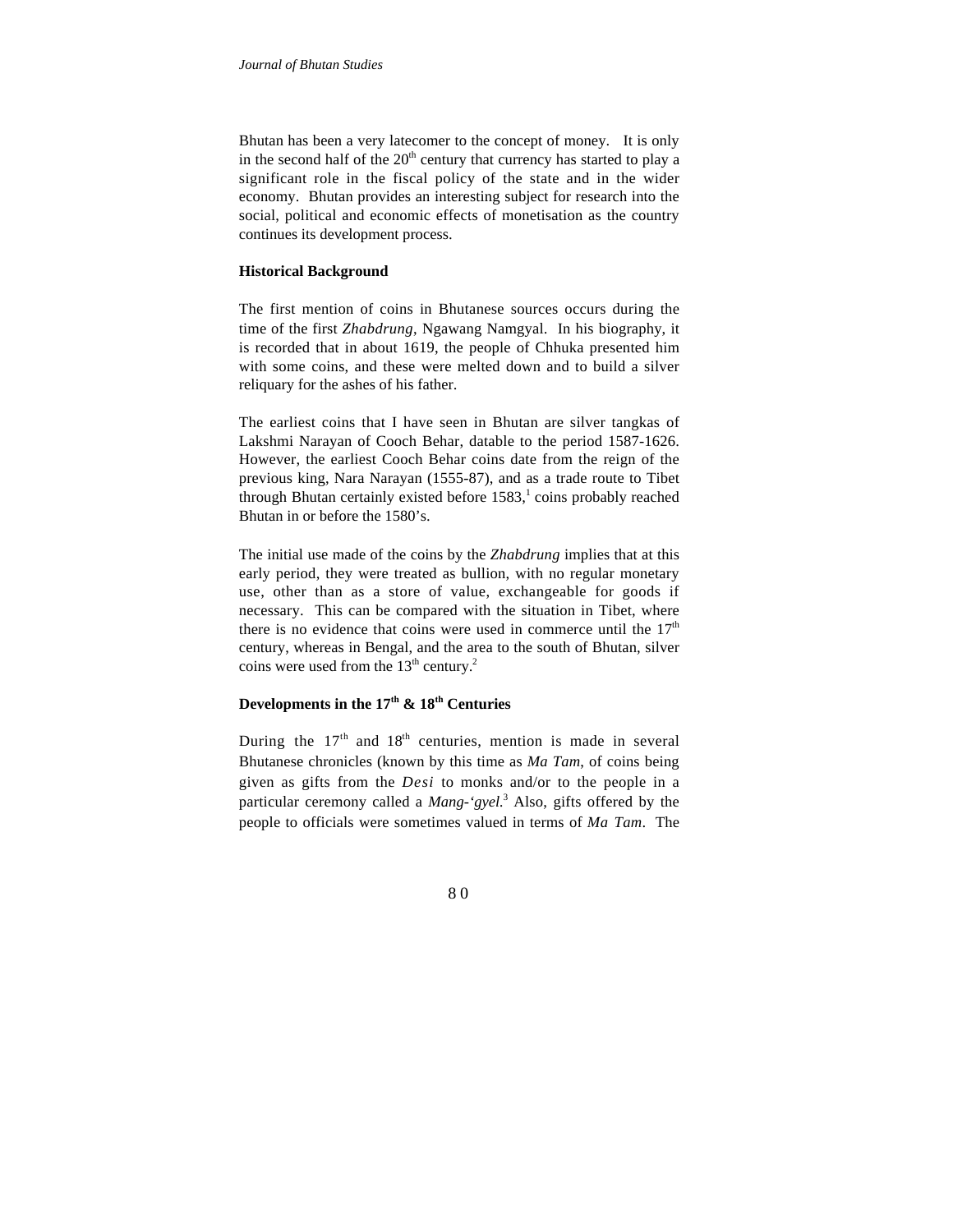Bhutan has been a very latecomer to the concept of money. It is only in the second half of the 20th century that currency has started to play a significant role in the fiscal policy of the state and in the wider economy. Bhutan provides an interesting subject for research into the social, political and economic effects of monetisation as the country continues its development process.

**Historical Background**

The first mention of coins in Bhutanese sources occurs during the time of the first *Zhabdrung*, Ngawang Namgyal. In his biography, it is recorded that in about 1619, the people of Chhuka presented him with some coins, and these were melted down and to build a silver reliquary for the ashes of his father.

The earliest coins that I have seen in Bhutan are silver tangkas of Lakshmi Narayan of Cooch Behar, datable to the period 1587-1626. However, the earliest Cooch Behar coins date from the reign of the previous king, Nara Narayan (1555-87), and as a trade route to Tibet through Bhutan certainly existed before 1583,[1] coins probably reached Bhutan in or before the 1580's.

The initial use made of the coins by the *Zhabdrung* implies that at this early period, they were treated as bullion, with no regular monetary use, other than as a store of value, exchangeable for goods if necessary. This can be compared with the situation in Tibet, where there is no evidence that coins were used in commerce until the 17th century, whereas in Bengal, and the area to the south of Bhutan, silver coins were used from the 13th century.[2]

**Developments in the 17th & 18th Centuries**

During the 17th and 18th centuries, mention is made in several Bhutanese chronicles (known by this time as *Ma Tam*, of coins being given as gifts from the *Desi* to monks and/or to the people in a particular ceremony called a *Mang-'gyel*.[3] Also, gifts offered by the people to officials were sometimes valued in terms of *Ma Tam*. The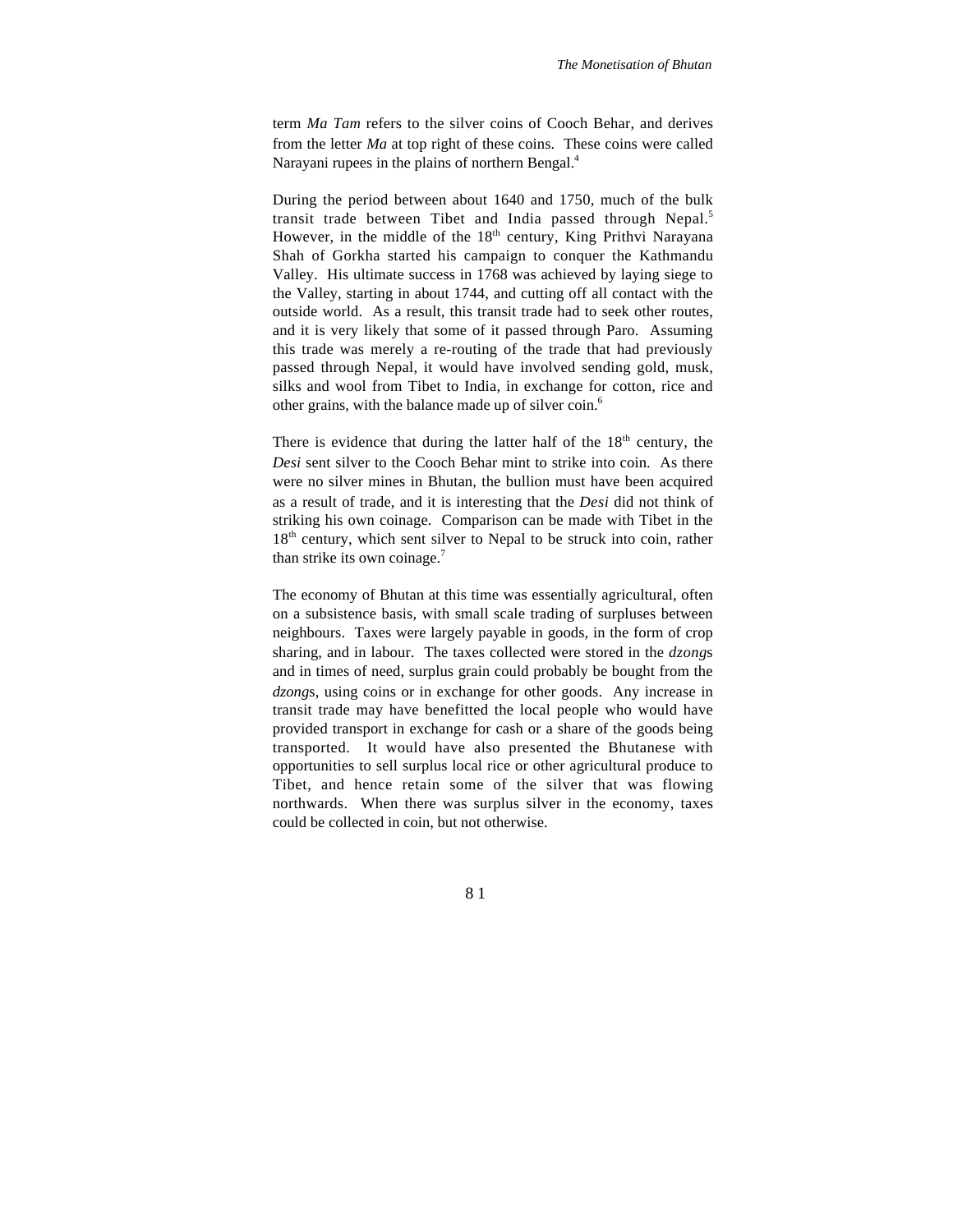term *Ma Tam* refers to the silver coins of Cooch Behar, and derives from the letter *Ma* at top right of these coins. These coins were called Narayani rupees in the plains of northern Bengal.[4]

During the period between about 1640 and 1750, much of the bulk transit trade between Tibet and India passed through Nepal.[5] However, in the middle of the 18th century, King Prithvi Narayana Shah of Gorkha started his campaign to conquer the Kathmandu Valley. His ultimate success in 1768 was achieved by laying siege to the Valley, starting in about 1744, and cutting off all contact with the outside world. As a result, this transit trade had to seek other routes, and it is very likely that some of it passed through Paro. Assuming this trade was merely a re-routing of the trade that had previously passed through Nepal, it would have involved sending gold, musk, silks and wool from Tibet to India, in exchange for cotton, rice and other grains, with the balance made up of silver coin.[6]

There is evidence that during the latter half of the 18th century, the *Desi* sent silver to the Cooch Behar mint to strike into coin. As there were no silver mines in Bhutan, the bullion must have been acquired as a result of trade, and it is interesting that the *Desi* did not think of striking his own coinage. Comparison can be made with Tibet in the 18th century, which sent silver to Nepal to be struck into coin, rather than strike its own coinage.[7]

The economy of Bhutan at this time was essentially agricultural, often on a subsistence basis, with small scale trading of surpluses between neighbours. Taxes were largely payable in goods, in the form of crop sharing, and in labour. The taxes collected were stored in the *dzong*s and in times of need, surplus grain could probably be bought from the *dzong*s, using coins or in exchange for other goods. Any increase in transit trade may have benefitted the local people who would have provided transport in exchange for cash or a share of the goods being transported. It would have also presented the Bhutanese with opportunities to sell surplus local rice or other agricultural produce to Tibet, and hence retain some of the silver that was flowing northwards. When there was surplus silver in the economy, taxes could be collected in coin, but not otherwise.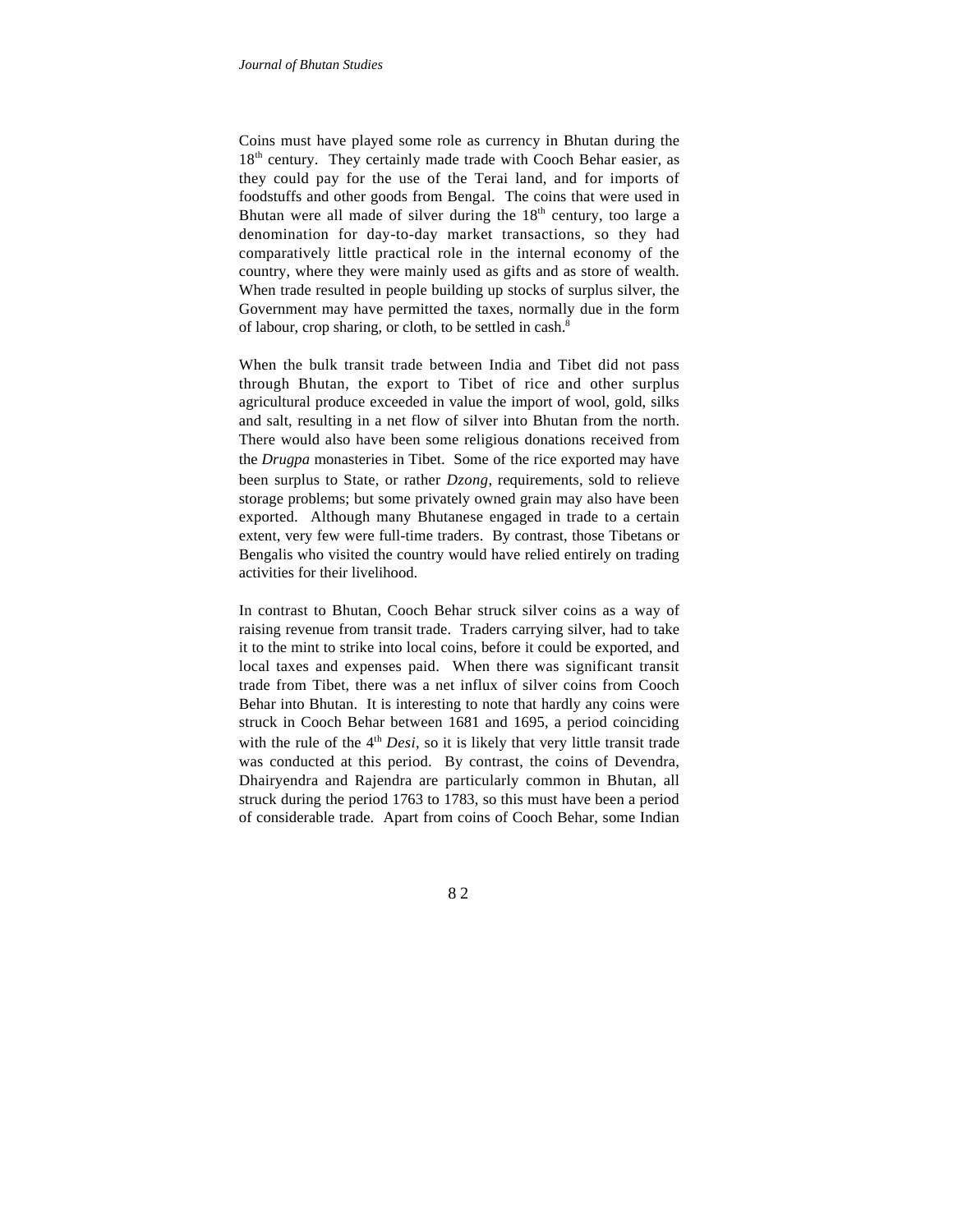Coins must have played some role as currency in Bhutan during the 18th century. They certainly made trade with Cooch Behar easier, as they could pay for the use of the Terai land, and for imports of foodstuffs and other goods from Bengal. The coins that were used in Bhutan were all made of silver during the 18th century, too large a denomination for day-to-day market transactions, so they had comparatively little practical role in the internal economy of the country, where they were mainly used as gifts and as store of wealth. When trade resulted in people building up stocks of surplus silver, the Government may have permitted the taxes, normally due in the form of labour, crop sharing, or cloth, to be settled in cash.[8]

When the bulk transit trade between India and Tibet did not pass through Bhutan, the export to Tibet of rice and other surplus agricultural produce exceeded in value the import of wool, gold, silks and salt, resulting in a net flow of silver into Bhutan from the north. There would also have been some religious donations received from the *Drugpa* monasteries in Tibet. Some of the rice exported may have been surplus to State, or rather *Dzong*, requirements, sold to relieve storage problems; but some privately owned grain may also have been exported. Although many Bhutanese engaged in trade to a certain extent, very few were full-time traders. By contrast, those Tibetans or Bengalis who visited the country would have relied entirely on trading activities for their livelihood.

In contrast to Bhutan, Cooch Behar struck silver coins as a way of raising revenue from transit trade. Traders carrying silver, had to take it to the mint to strike into local coins, before it could be exported, and local taxes and expenses paid. When there was significant transit trade from Tibet, there was a net influx of silver coins from Cooch Behar into Bhutan. It is interesting to note that hardly any coins were struck in Cooch Behar between 1681 and 1695, a period coinciding with the rule of the 4th *Desi*, so it is likely that very little transit trade was conducted at this period. By contrast, the coins of Devendra, Dhairyendra and Rajendra are particularly common in Bhutan, all struck during the period 1763 to 1783, so this must have been a period of considerable trade. Apart from coins of Cooch Behar, some Indian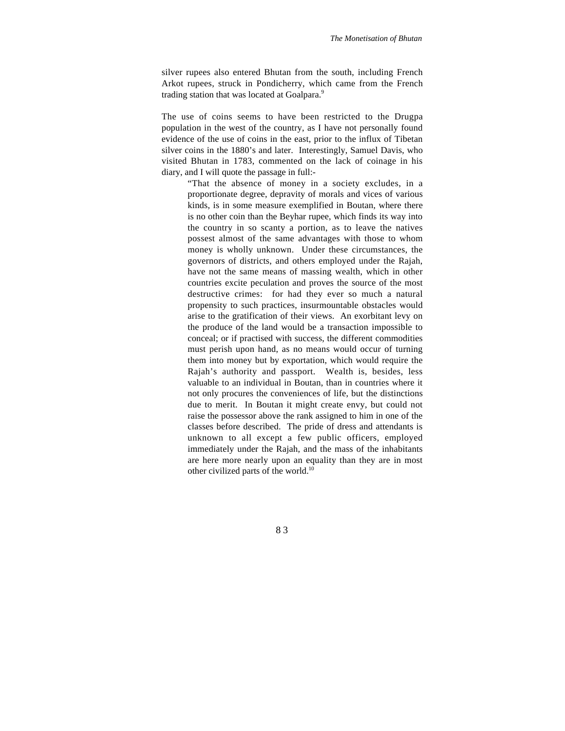silver rupees also entered Bhutan from the south, including French Arkot rupees, struck in Pondicherry, which came from the French trading station that was located at Goalpara.[9]

The use of coins seems to have been restricted to the Drugpa population in the west of the country, as I have not personally found evidence of the use of coins in the east, prior to the influx of Tibetan silver coins in the 1880's and later. Interestingly, Samuel Davis, who visited Bhutan in 1783, commented on the lack of coinage in his diary, and I will quote the passage in full:-

> "That the absence of money in a society excludes, in a proportionate degree, depravity of morals and vices of various kinds, is in some measure exemplified in Boutan, where there is no other coin than the Beyhar rupee, which finds its way into the country in so scanty a portion, as to leave the natives possest almost of the same advantages with those to whom money is wholly unknown. Under these circumstances, the governors of districts, and others employed under the Rajah, have not the same means of massing wealth, which in other countries excite peculation and proves the source of the most destructive crimes: for had they ever so much a natural propensity to such practices, insurmountable obstacles would arise to the gratification of their views. An exorbitant levy on the produce of the land would be a transaction impossible to conceal; or if practised with success, the different commodities must perish upon hand, as no means would occur of turning them into money but by exportation, which would require the Rajah's authority and passport. Wealth is, besides, less valuable to an individual in Boutan, than in countries where it not only procures the conveniences of life, but the distinctions due to merit. In Boutan it might create envy, but could not raise the possessor above the rank assigned to him in one of the classes before described. The pride of dress and attendants is unknown to all except a few public officers, employed immediately under the Rajah, and the mass of the inhabitants are here more nearly upon an equality than they are in most other civilized parts of the world.[10]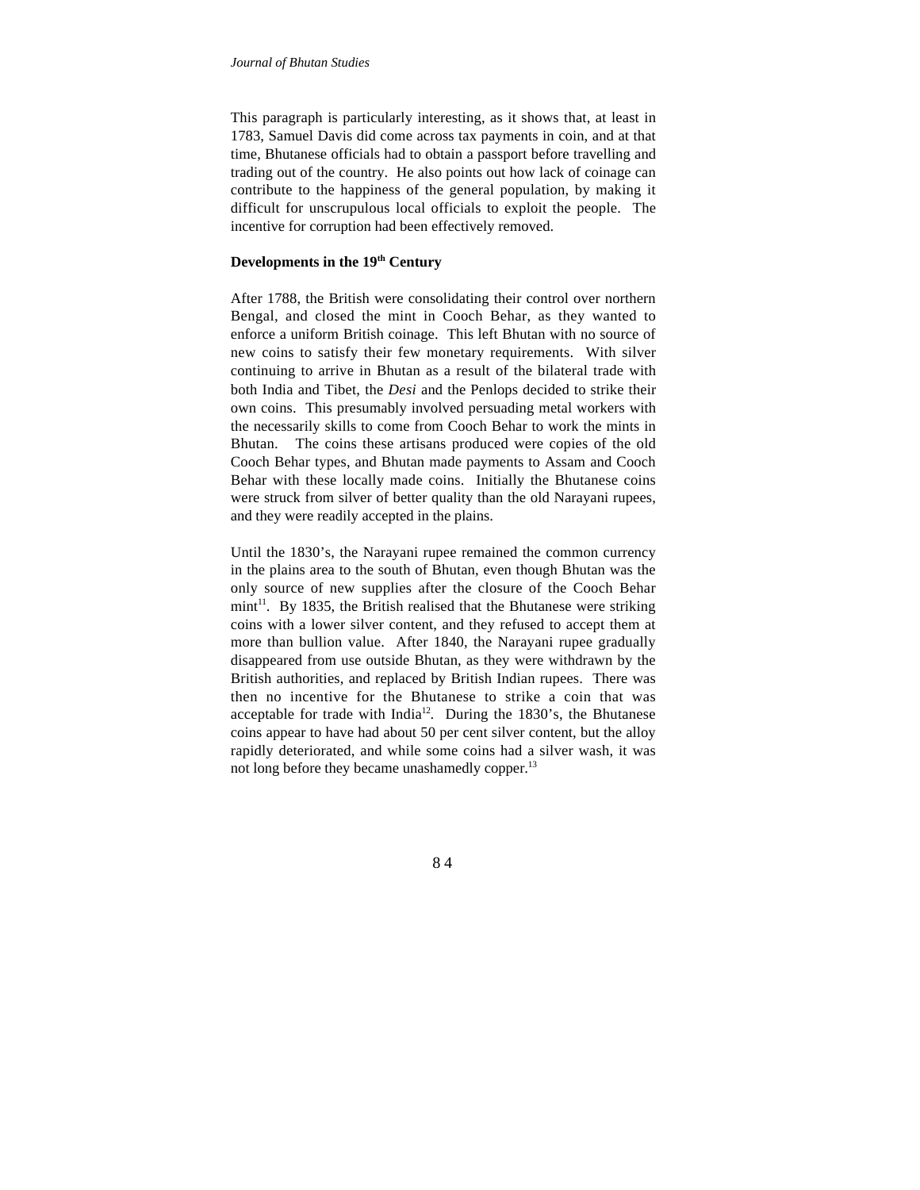This paragraph is particularly interesting, as it shows that, at least in 1783, Samuel Davis did come across tax payments in coin, and at that time, Bhutanese officials had to obtain a passport before travelling and trading out of the country. He also points out how lack of coinage can contribute to the happiness of the general population, by making it difficult for unscrupulous local officials to exploit the people. The incentive for corruption had been effectively removed.

## Developments in the 19th Century

After 1788, the British were consolidating their control over northern Bengal, and closed the mint in Cooch Behar, as they wanted to enforce a uniform British coinage. This left Bhutan with no source of new coins to satisfy their few monetary requirements. With silver continuing to arrive in Bhutan as a result of the bilateral trade with both India and Tibet, the *Desi* and the Penlops decided to strike their own coins. This presumably involved persuading metal workers with the necessarily skills to come from Cooch Behar to work the mints in Bhutan. The coins these artisans produced were copies of the old Cooch Behar types, and Bhutan made payments to Assam and Cooch Behar with these locally made coins. Initially the Bhutanese coins were struck from silver of better quality than the old Narayani rupees, and they were readily accepted in the plains.

Until the 1830's, the Narayani rupee remained the common currency in the plains area to the south of Bhutan, even though Bhutan was the only source of new supplies after the closure of the Cooch Behar mint[11]. By 1835, the British realised that the Bhutanese were striking coins with a lower silver content, and they refused to accept them at more than bullion value. After 1840, the Narayani rupee gradually disappeared from use outside Bhutan, as they were withdrawn by the British authorities, and replaced by British Indian rupees. There was then no incentive for the Bhutanese to strike a coin that was acceptable for trade with India[12]. During the 1830's, the Bhutanese coins appear to have had about 50 per cent silver content, but the alloy rapidly deteriorated, and while some coins had a silver wash, it was not long before they became unashamedly copper.[13]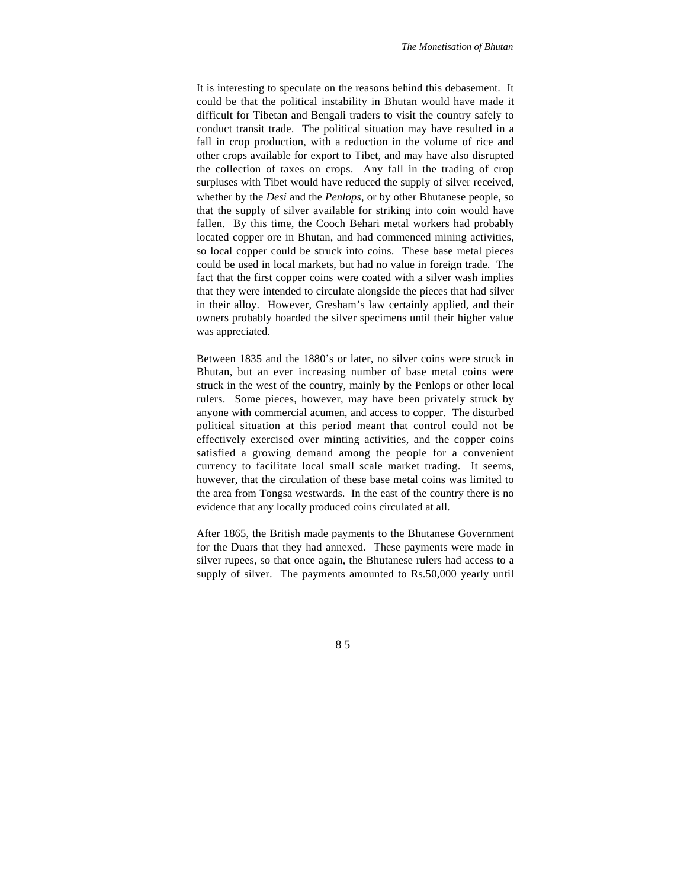It is interesting to speculate on the reasons behind this debasement. It could be that the political instability in Bhutan would have made it difficult for Tibetan and Bengali traders to visit the country safely to conduct transit trade. The political situation may have resulted in a fall in crop production, with a reduction in the volume of rice and other crops available for export to Tibet, and may have also disrupted the collection of taxes on crops. Any fall in the trading of crop surpluses with Tibet would have reduced the supply of silver received, whether by the *Desi* and the *Penlops*, or by other Bhutanese people, so that the supply of silver available for striking into coin would have fallen. By this time, the Cooch Behari metal workers had probably located copper ore in Bhutan, and had commenced mining activities, so local copper could be struck into coins. These base metal pieces could be used in local markets, but had no value in foreign trade. The fact that the first copper coins were coated with a silver wash implies that they were intended to circulate alongside the pieces that had silver in their alloy. However, Gresham's law certainly applied, and their owners probably hoarded the silver specimens until their higher value was appreciated.

Between 1835 and the 1880's or later, no silver coins were struck in Bhutan, but an ever increasing number of base metal coins were struck in the west of the country, mainly by the Penlops or other local rulers. Some pieces, however, may have been privately struck by anyone with commercial acumen, and access to copper. The disturbed political situation at this period meant that control could not be effectively exercised over minting activities, and the copper coins satisfied a growing demand among the people for a convenient currency to facilitate local small scale market trading. It seems, however, that the circulation of these base metal coins was limited to the area from Tongsa westwards. In the east of the country there is no evidence that any locally produced coins circulated at all.

After 1865, the British made payments to the Bhutanese Government for the Duars that they had annexed. These payments were made in silver rupees, so that once again, the Bhutanese rulers had access to a supply of silver. The payments amounted to Rs.50,000 yearly until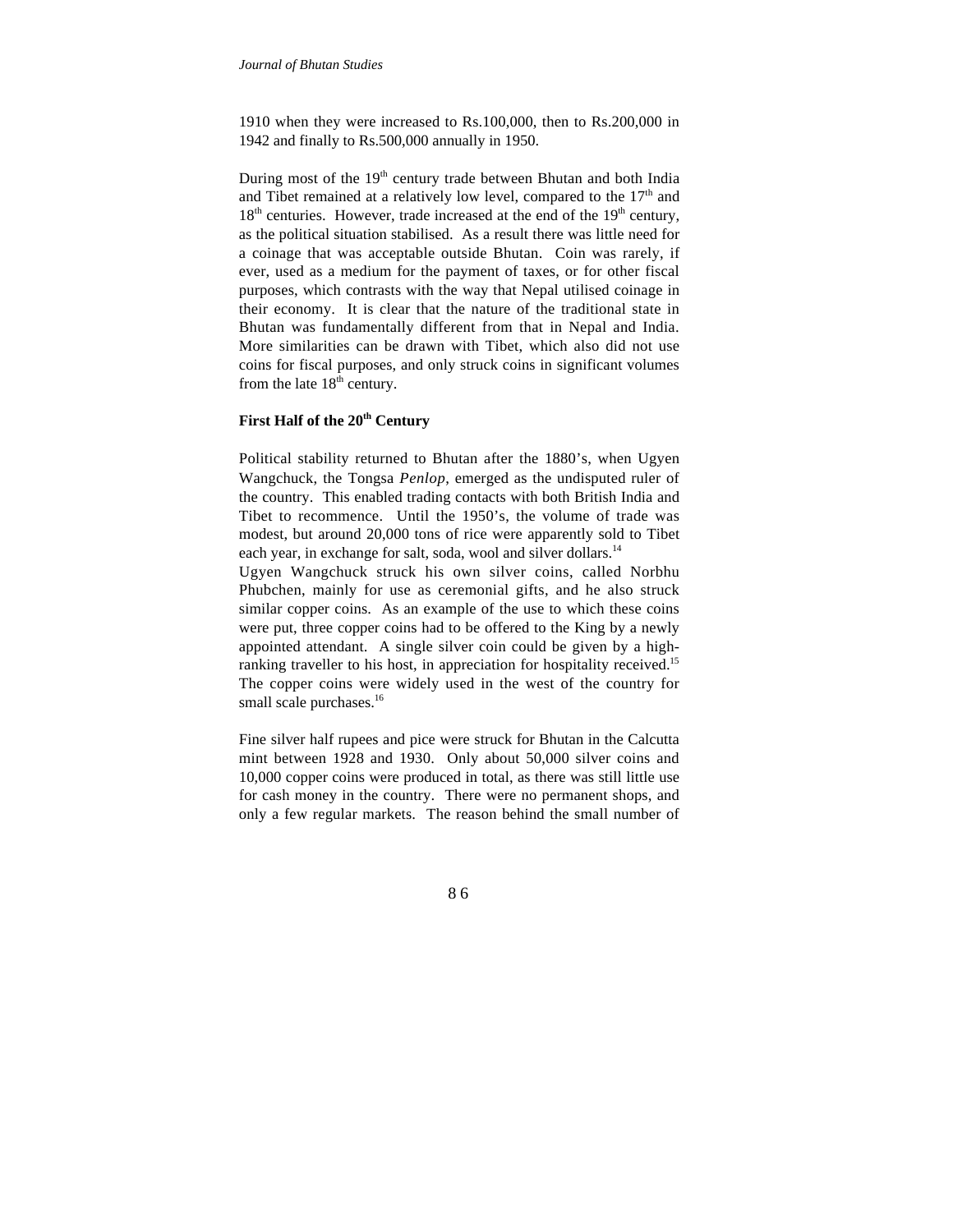1910 when they were increased to Rs.100,000, then to Rs.200,000 in 1942 and finally to Rs.500,000 annually in 1950.

During most of the 19th century trade between Bhutan and both India and Tibet remained at a relatively low level, compared to the 17th and 18th centuries. However, trade increased at the end of the 19th century, as the political situation stabilised. As a result there was little need for a coinage that was acceptable outside Bhutan. Coin was rarely, if ever, used as a medium for the payment of taxes, or for other fiscal purposes, which contrasts with the way that Nepal utilised coinage in their economy. It is clear that the nature of the traditional state in Bhutan was fundamentally different from that in Nepal and India. More similarities can be drawn with Tibet, which also did not use coins for fiscal purposes, and only struck coins in significant volumes from the late 18th century.

## First Half of the 20th Century

Political stability returned to Bhutan after the 1880's, when Ugyen Wangchuck, the Tongsa *Penlop*, emerged as the undisputed ruler of the country. This enabled trading contacts with both British India and Tibet to recommence. Until the 1950's, the volume of trade was modest, but around 20,000 tons of rice were apparently sold to Tibet each year, in exchange for salt, soda, wool and silver dollars.[14]

Ugyen Wangchuck struck his own silver coins, called Norbhu Phubchen, mainly for use as ceremonial gifts, and he also struck similar copper coins. As an example of the use to which these coins were put, three copper coins had to be offered to the King by a newly appointed attendant. A single silver coin could be given by a high-ranking traveller to his host, in appreciation for hospitality received.[15] The copper coins were widely used in the west of the country for small scale purchases.[16]

Fine silver half rupees and pice were struck for Bhutan in the Calcutta mint between 1928 and 1930. Only about 50,000 silver coins and 10,000 copper coins were produced in total, as there was still little use for cash money in the country. There were no permanent shops, and only a few regular markets. The reason behind the small number of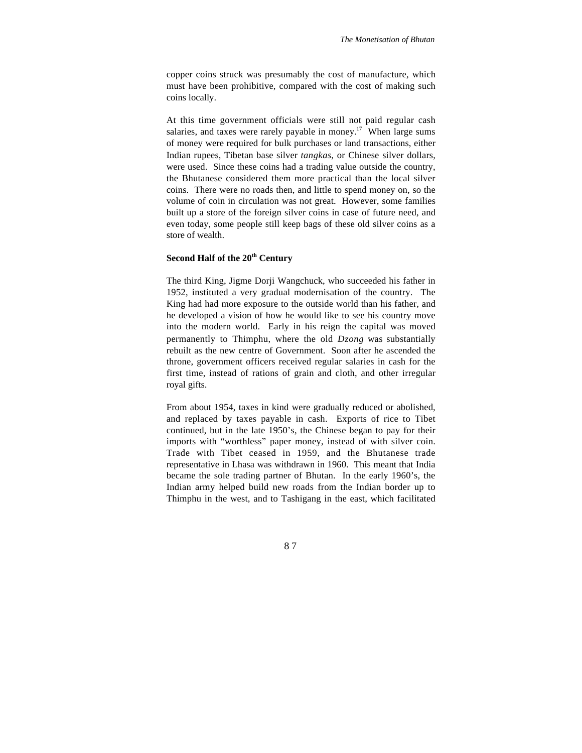copper coins struck was presumably the cost of manufacture, which must have been prohibitive, compared with the cost of making such coins locally.

At this time government officials were still not paid regular cash salaries, and taxes were rarely payable in money.[17] When large sums of money were required for bulk purchases or land transactions, either Indian rupees, Tibetan base silver *tangkas*, or Chinese silver dollars, were used. Since these coins had a trading value outside the country, the Bhutanese considered them more practical than the local silver coins. There were no roads then, and little to spend money on, so the volume of coin in circulation was not great. However, some families built up a store of the foreign silver coins in case of future need, and even today, some people still keep bags of these old silver coins as a store of wealth.

### Second Half of the 20th Century

The third King, Jigme Dorji Wangchuck, who succeeded his father in 1952, instituted a very gradual modernisation of the country. The King had had more exposure to the outside world than his father, and he developed a vision of how he would like to see his country move into the modern world. Early in his reign the capital was moved permanently to Thimphu, where the old *Dzong* was substantially rebuilt as the new centre of Government. Soon after he ascended the throne, government officers received regular salaries in cash for the first time, instead of rations of grain and cloth, and other irregular royal gifts.

From about 1954, taxes in kind were gradually reduced or abolished, and replaced by taxes payable in cash. Exports of rice to Tibet continued, but in the late 1950's, the Chinese began to pay for their imports with "worthless" paper money, instead of with silver coin. Trade with Tibet ceased in 1959, and the Bhutanese trade representative in Lhasa was withdrawn in 1960. This meant that India became the sole trading partner of Bhutan. In the early 1960's, the Indian army helped build new roads from the Indian border up to Thimphu in the west, and to Tashigang in the east, which facilitated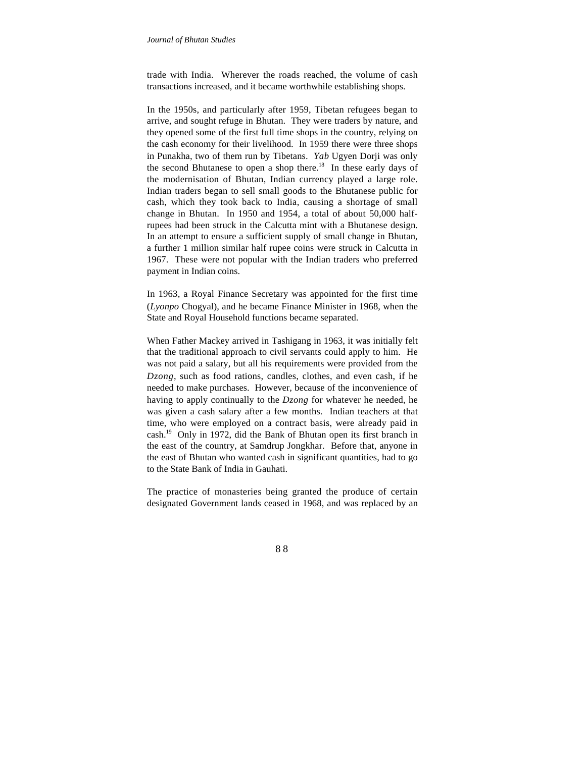trade with India. Wherever the roads reached, the volume of cash transactions increased, and it became worthwhile establishing shops.

In the 1950s, and particularly after 1959, Tibetan refugees began to arrive, and sought refuge in Bhutan. They were traders by nature, and they opened some of the first full time shops in the country, relying on the cash economy for their livelihood. In 1959 there were three shops in Punakha, two of them run by Tibetans. *Yab* Ugyen Dorji was only the second Bhutanese to open a shop there.[18] In these early days of the modernisation of Bhutan, Indian currency played a large role. Indian traders began to sell small goods to the Bhutanese public for cash, which they took back to India, causing a shortage of small change in Bhutan. In 1950 and 1954, a total of about 50,000 half-rupees had been struck in the Calcutta mint with a Bhutanese design. In an attempt to ensure a sufficient supply of small change in Bhutan, a further 1 million similar half rupee coins were struck in Calcutta in 1967. These were not popular with the Indian traders who preferred payment in Indian coins.

In 1963, a Royal Finance Secretary was appointed for the first time (*Lyonpo* Chogyal), and he became Finance Minister in 1968, when the State and Royal Household functions became separated.

When Father Mackey arrived in Tashigang in 1963, it was initially felt that the traditional approach to civil servants could apply to him. He was not paid a salary, but all his requirements were provided from the *Dzong*, such as food rations, candles, clothes, and even cash, if he needed to make purchases. However, because of the inconvenience of having to apply continually to the *Dzong* for whatever he needed, he was given a cash salary after a few months. Indian teachers at that time, who were employed on a contract basis, were already paid in cash.[19] Only in 1972, did the Bank of Bhutan open its first branch in the east of the country, at Samdrup Jongkhar. Before that, anyone in the east of Bhutan who wanted cash in significant quantities, had to go to the State Bank of India in Gauhati.

The practice of monasteries being granted the produce of certain designated Government lands ceased in 1968, and was replaced by an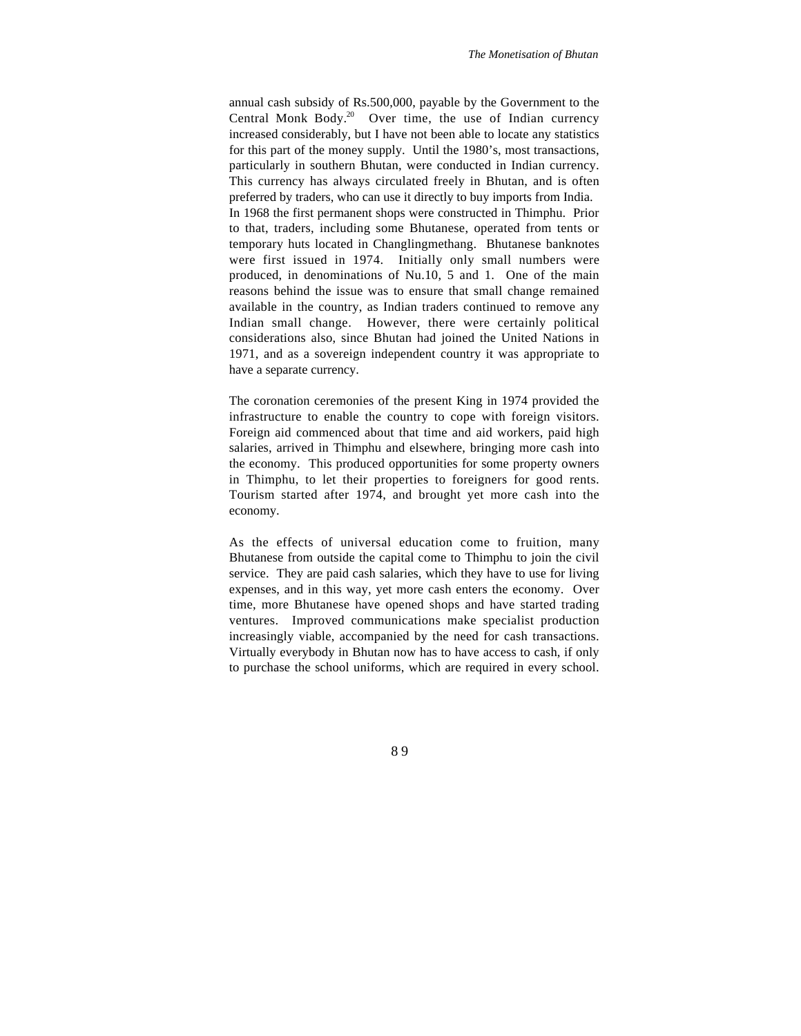annual cash subsidy of Rs.500,000, payable by the Government to the Central Monk Body.[20] Over time, the use of Indian currency increased considerably, but I have not been able to locate any statistics for this part of the money supply. Until the 1980's, most transactions, particularly in southern Bhutan, were conducted in Indian currency. This currency has always circulated freely in Bhutan, and is often preferred by traders, who can use it directly to buy imports from India.
In 1968 the first permanent shops were constructed in Thimphu. Prior to that, traders, including some Bhutanese, operated from tents or temporary huts located in Changlingmethang. Bhutanese banknotes were first issued in 1974. Initially only small numbers were produced, in denominations of Nu.10, 5 and 1. One of the main reasons behind the issue was to ensure that small change remained available in the country, as Indian traders continued to remove any Indian small change. However, there were certainly political considerations also, since Bhutan had joined the United Nations in 1971, and as a sovereign independent country it was appropriate to have a separate currency.

The coronation ceremonies of the present King in 1974 provided the infrastructure to enable the country to cope with foreign visitors. Foreign aid commenced about that time and aid workers, paid high salaries, arrived in Thimphu and elsewhere, bringing more cash into the economy. This produced opportunities for some property owners in Thimphu, to let their properties to foreigners for good rents. Tourism started after 1974, and brought yet more cash into the economy.

As the effects of universal education come to fruition, many Bhutanese from outside the capital come to Thimphu to join the civil service. They are paid cash salaries, which they have to use for living expenses, and in this way, yet more cash enters the economy. Over time, more Bhutanese have opened shops and have started trading ventures. Improved communications make specialist production increasingly viable, accompanied by the need for cash transactions. Virtually everybody in Bhutan now has to have access to cash, if only to purchase the school uniforms, which are required in every school.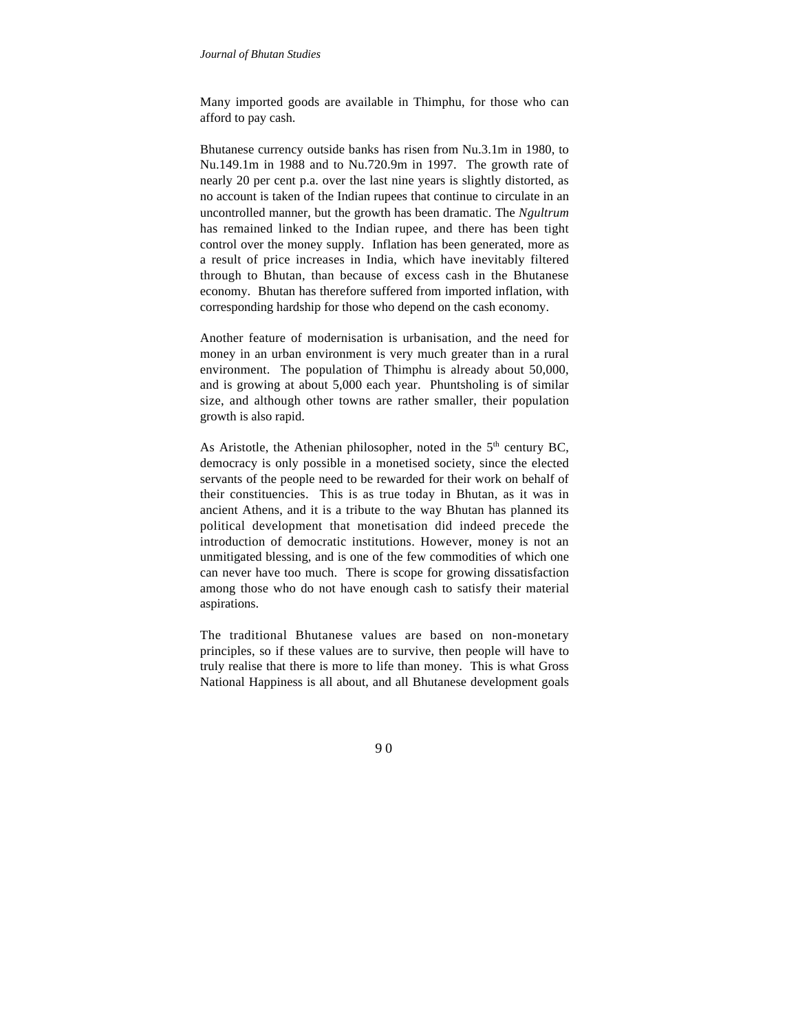Many imported goods are available in Thimphu, for those who can afford to pay cash.

Bhutanese currency outside banks has risen from Nu.3.1m in 1980, to Nu.149.1m in 1988 and to Nu.720.9m in 1997. The growth rate of nearly 20 per cent p.a. over the last nine years is slightly distorted, as no account is taken of the Indian rupees that continue to circulate in an uncontrolled manner, but the growth has been dramatic. The *Ngultrum* has remained linked to the Indian rupee, and there has been tight control over the money supply. Inflation has been generated, more as a result of price increases in India, which have inevitably filtered through to Bhutan, than because of excess cash in the Bhutanese economy. Bhutan has therefore suffered from imported inflation, with corresponding hardship for those who depend on the cash economy.

Another feature of modernisation is urbanisation, and the need for money in an urban environment is very much greater than in a rural environment. The population of Thimphu is already about 50,000, and is growing at about 5,000 each year. Phuntsholing is of similar size, and although other towns are rather smaller, their population growth is also rapid.

As Aristotle, the Athenian philosopher, noted in the 5th century BC, democracy is only possible in a monetised society, since the elected servants of the people need to be rewarded for their work on behalf of their constituencies. This is as true today in Bhutan, as it was in ancient Athens, and it is a tribute to the way Bhutan has planned its political development that monetisation did indeed precede the introduction of democratic institutions. However, money is not an unmitigated blessing, and is one of the few commodities of which one can never have too much. There is scope for growing dissatisfaction among those who do not have enough cash to satisfy their material aspirations.

The traditional Bhutanese values are based on non-monetary principles, so if these values are to survive, then people will have to truly realise that there is more to life than money. This is what Gross National Happiness is all about, and all Bhutanese development goals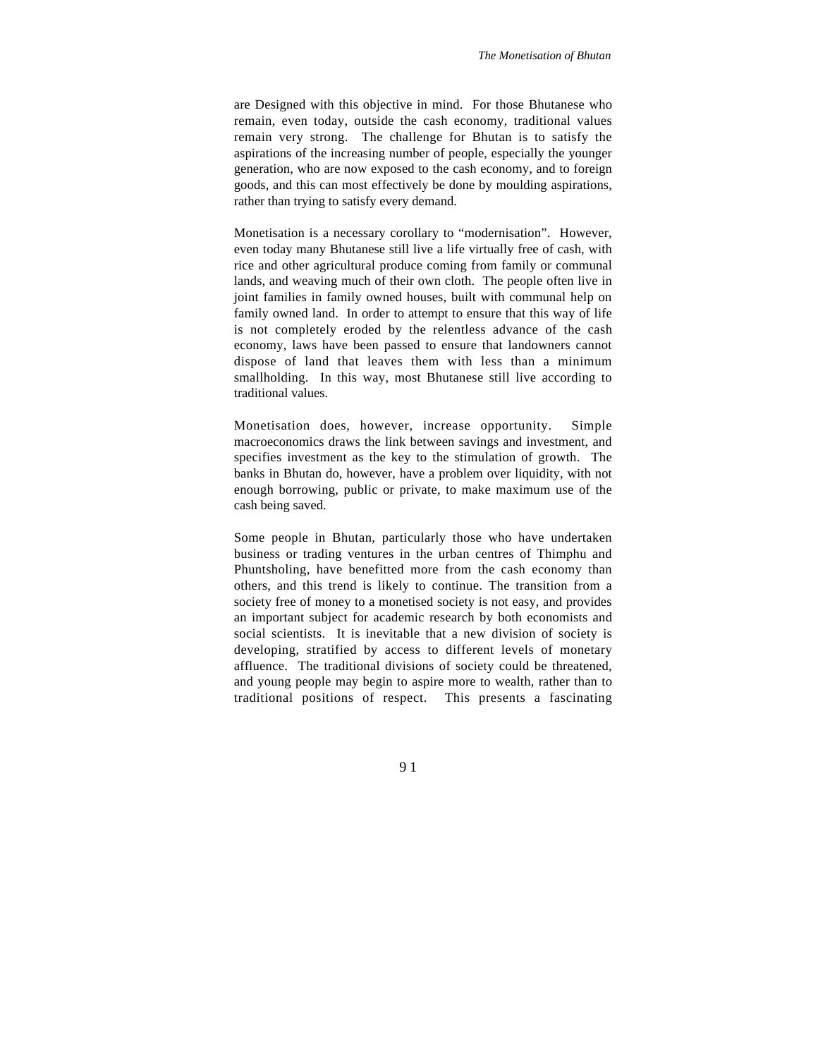are Designed with this objective in mind. For those Bhutanese who remain, even today, outside the cash economy, traditional values remain very strong. The challenge for Bhutan is to satisfy the aspirations of the increasing number of people, especially the younger generation, who are now exposed to the cash economy, and to foreign goods, and this can most effectively be done by moulding aspirations, rather than trying to satisfy every demand.

Monetisation is a necessary corollary to "modernisation". However, even today many Bhutanese still live a life virtually free of cash, with rice and other agricultural produce coming from family or communal lands, and weaving much of their own cloth. The people often live in joint families in family owned houses, built with communal help on family owned land. In order to attempt to ensure that this way of life is not completely eroded by the relentless advance of the cash economy, laws have been passed to ensure that landowners cannot dispose of land that leaves them with less than a minimum smallholding. In this way, most Bhutanese still live according to traditional values.

Monetisation does, however, increase opportunity. Simple macroeconomics draws the link between savings and investment, and specifies investment as the key to the stimulation of growth. The banks in Bhutan do, however, have a problem over liquidity, with not enough borrowing, public or private, to make maximum use of the cash being saved.

Some people in Bhutan, particularly those who have undertaken business or trading ventures in the urban centres of Thimphu and Phuntsholing, have benefitted more from the cash economy than others, and this trend is likely to continue. The transition from a society free of money to a monetised society is not easy, and provides an important subject for academic research by both economists and social scientists. It is inevitable that a new division of society is developing, stratified by access to different levels of monetary affluence. The traditional divisions of society could be threatened, and young people may begin to aspire more to wealth, rather than to traditional positions of respect. This presents a fascinating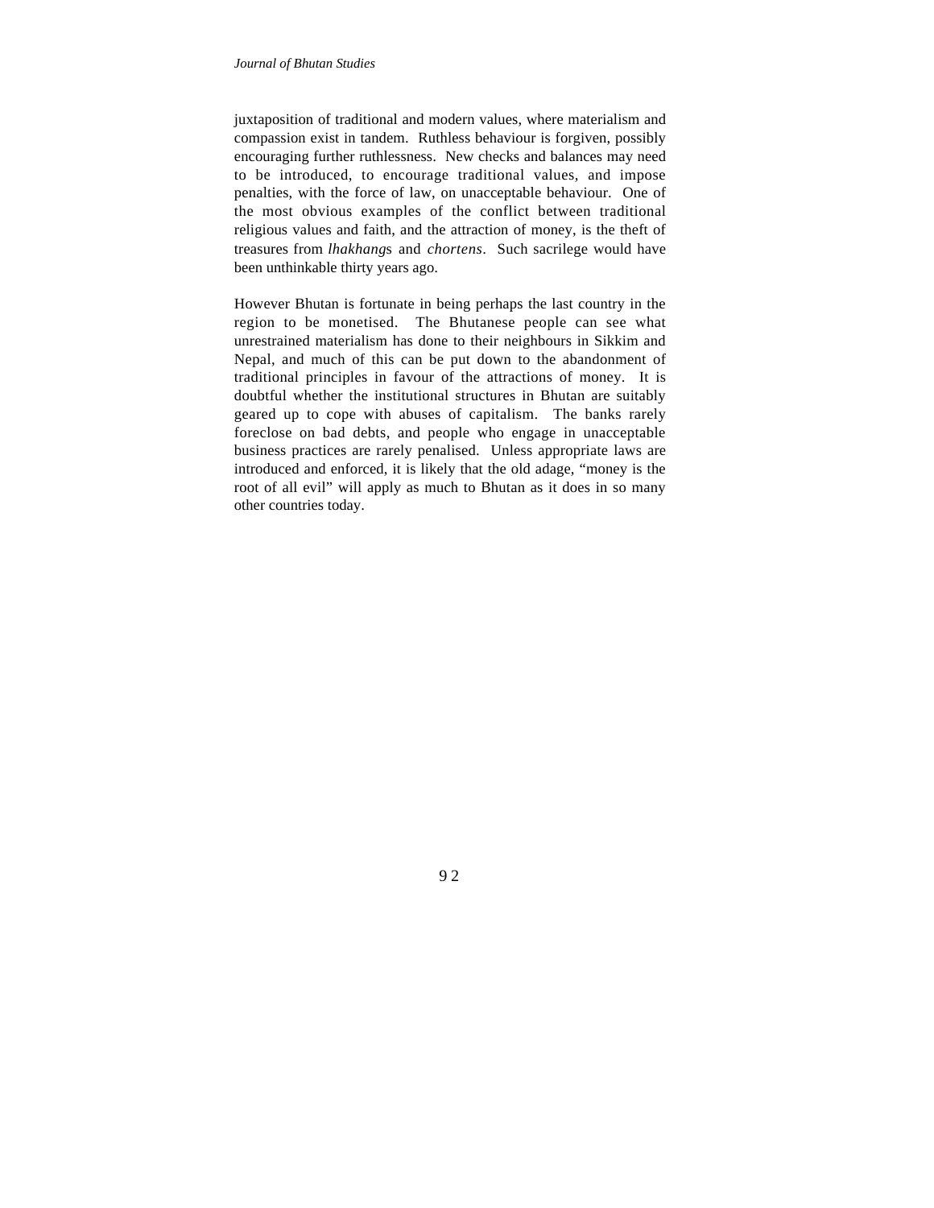juxtaposition of traditional and modern values, where materialism and compassion exist in tandem. Ruthless behaviour is forgiven, possibly encouraging further ruthlessness. New checks and balances may need to be introduced, to encourage traditional values, and impose penalties, with the force of law, on unacceptable behaviour. One of the most obvious examples of the conflict between traditional religious values and faith, and the attraction of money, is the theft of treasures from *lhakhang*s and *chortens*. Such sacrilege would have been unthinkable thirty years ago.

However Bhutan is fortunate in being perhaps the last country in the region to be monetised. The Bhutanese people can see what unrestrained materialism has done to their neighbours in Sikkim and Nepal, and much of this can be put down to the abandonment of traditional principles in favour of the attractions of money. It is doubtful whether the institutional structures in Bhutan are suitably geared up to cope with abuses of capitalism. The banks rarely foreclose on bad debts, and people who engage in unacceptable business practices are rarely penalised. Unless appropriate laws are introduced and enforced, it is likely that the old adage, "money is the root of all evil" will apply as much to Bhutan as it does in so many other countries today.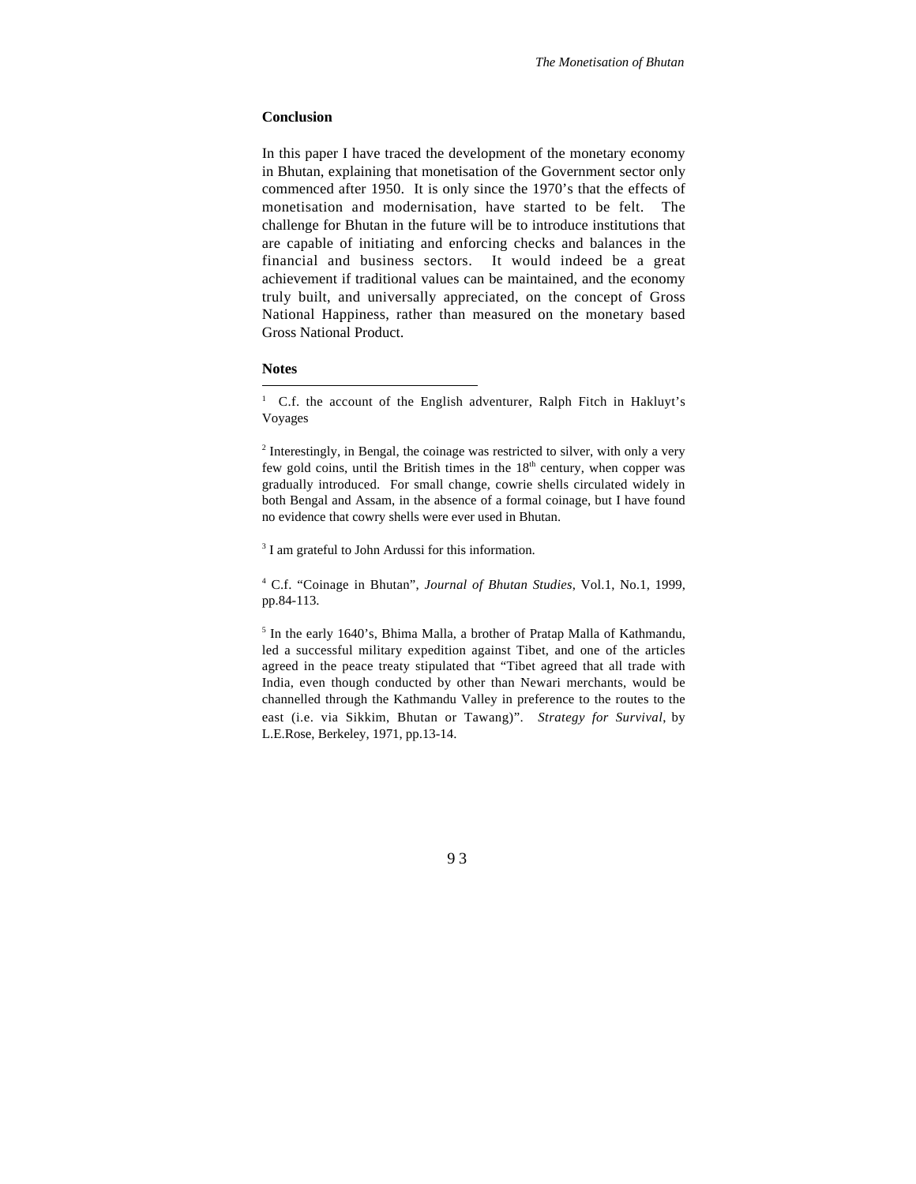## Conclusion

In this paper I have traced the development of the monetary economy in Bhutan, explaining that monetisation of the Government sector only commenced after 1950. It is only since the 1970's that the effects of monetisation and modernisation, have started to be felt. The challenge for Bhutan in the future will be to introduce institutions that are capable of initiating and enforcing checks and balances in the financial and business sectors. It would indeed be a great achievement if traditional values can be maintained, and the economy truly built, and universally appreciated, on the concept of Gross National Happiness, rather than measured on the monetary based Gross National Product.

## Notes

[1] C.f. the account of the English adventurer, Ralph Fitch in Hakluyt's Voyages

[2] Interestingly, in Bengal, the coinage was restricted to silver, with only a very few gold coins, until the British times in the 18th century, when copper was gradually introduced. For small change, cowrie shells circulated widely in both Bengal and Assam, in the absence of a formal coinage, but I have found no evidence that cowry shells were ever used in Bhutan.

[3] I am grateful to John Ardussi for this information.

[4] C.f. "Coinage in Bhutan", *Journal of Bhutan Studies*, Vol.1, No.1, 1999, pp.84-113.

[5] In the early 1640's, Bhima Malla, a brother of Pratap Malla of Kathmandu, led a successful military expedition against Tibet, and one of the articles agreed in the peace treaty stipulated that "Tibet agreed that all trade with India, even though conducted by other than Newari merchants, would be channelled through the Kathmandu Valley in preference to the routes to the east (i.e. via Sikkim, Bhutan or Tawang)". *Strategy for Survival*, by L.E.Rose, Berkeley, 1971, pp.13-14.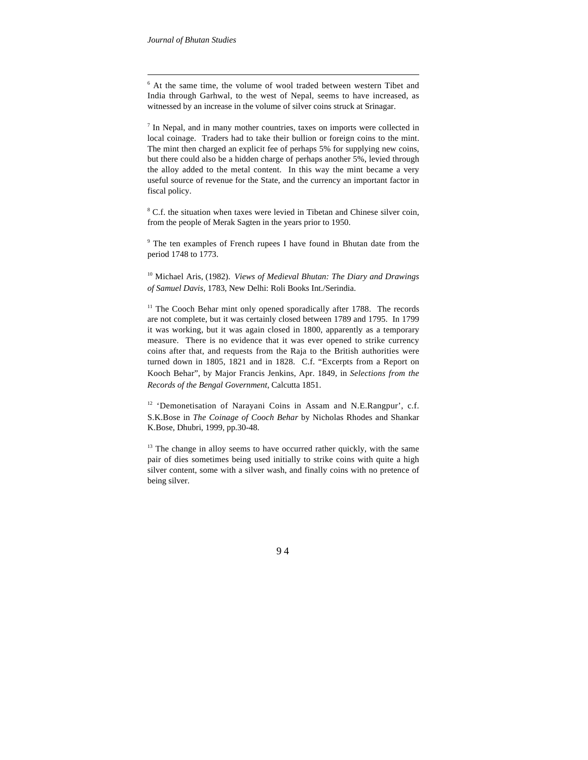[6] At the same time, the volume of wool traded between western Tibet and India through Garhwal, to the west of Nepal, seems to have increased, as witnessed by an increase in the volume of silver coins struck at Srinagar.

[7] In Nepal, and in many mother countries, taxes on imports were collected in local coinage. Traders had to take their bullion or foreign coins to the mint. The mint then charged an explicit fee of perhaps 5% for supplying new coins, but there could also be a hidden charge of perhaps another 5%, levied through the alloy added to the metal content. In this way the mint became a very useful source of revenue for the State, and the currency an important factor in fiscal policy.

[8] C.f. the situation when taxes were levied in Tibetan and Chinese silver coin, from the people of Merak Sagten in the years prior to 1950.

[9] The ten examples of French rupees I have found in Bhutan date from the period 1748 to 1773.

[10] Michael Aris, (1982). *Views of Medieval Bhutan: The Diary and Drawings of Samuel Davis*, 1783, New Delhi: Roli Books Int./Serindia.

[11] The Cooch Behar mint only opened sporadically after 1788. The records are not complete, but it was certainly closed between 1789 and 1795. In 1799 it was working, but it was again closed in 1800, apparently as a temporary measure. There is no evidence that it was ever opened to strike currency coins after that, and requests from the Raja to the British authorities were turned down in 1805, 1821 and in 1828. C.f. "Excerpts from a Report on Kooch Behar", by Major Francis Jenkins, Apr. 1849, in *Selections from the Records of the Bengal Government*, Calcutta 1851.

[12] 'Demonetisation of Narayani Coins in Assam and N.E.Rangpur', c.f. S.K.Bose in *The Coinage of Cooch Behar* by Nicholas Rhodes and Shankar K.Bose, Dhubri, 1999, pp.30-48.

[13] The change in alloy seems to have occurred rather quickly, with the same pair of dies sometimes being used initially to strike coins with quite a high silver content, some with a silver wash, and finally coins with no pretence of being silver.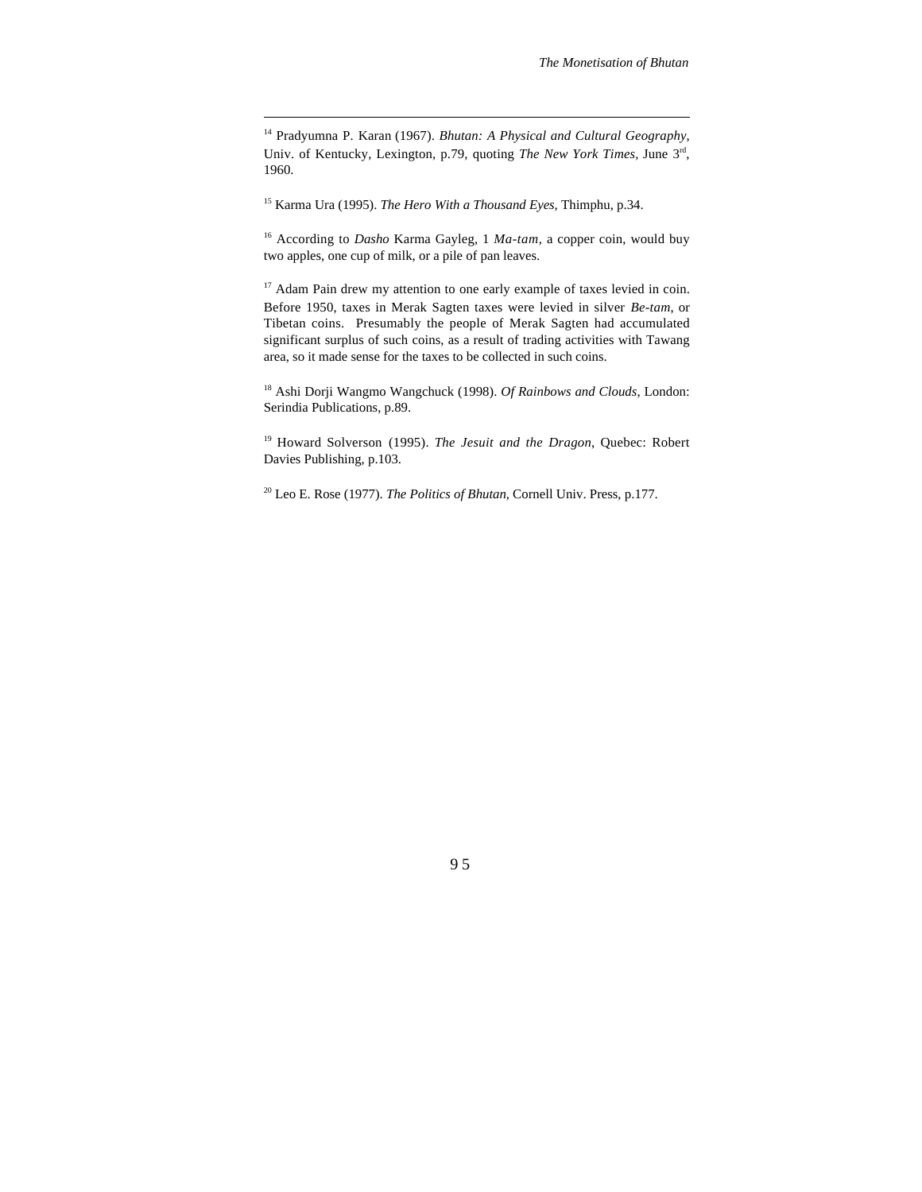[14] Pradyumna P. Karan (1967). *Bhutan: A Physical and Cultural Geography*, Univ. of Kentucky, Lexington, p.79, quoting *The New York Times*, June 3rd, 1960.

[15] Karma Ura (1995). *The Hero With a Thousand Eyes*, Thimphu, p.34.

[16] According to *Dasho* Karma Gayleg, 1 *Ma-tam*, a copper coin, would buy two apples, one cup of milk, or a pile of pan leaves.

[17] Adam Pain drew my attention to one early example of taxes levied in coin. Before 1950, taxes in Merak Sagten taxes were levied in silver *Be-tam*, or Tibetan coins. Presumably the people of Merak Sagten had accumulated significant surplus of such coins, as a result of trading activities with Tawang area, so it made sense for the taxes to be collected in such coins.

[18] Ashi Dorji Wangmo Wangchuck (1998). *Of Rainbows and Clouds*, London: Serindia Publications, p.89.

[19] Howard Solverson (1995). *The Jesuit and the Dragon*, Quebec: Robert Davies Publishing, p.103.

[20] Leo E. Rose (1977). *The Politics of Bhutan*, Cornell Univ. Press, p.177.